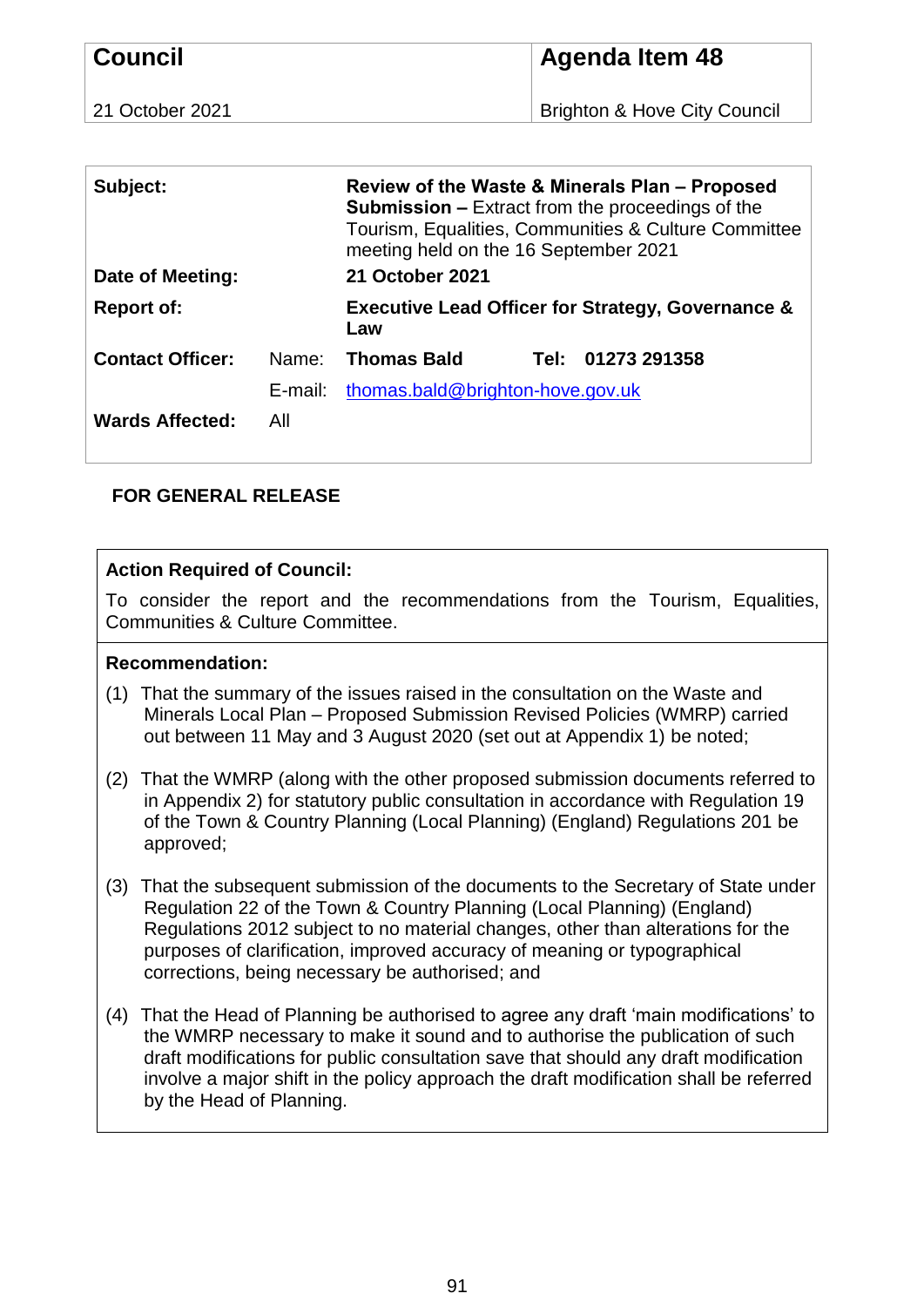| **Council** | **Agenda Item 48** |
|---|---|
| 21 October 2021 | Brighton & Hove City Council |

| | | | | |
|---|---|---|---|---|
| **Subject:** | | **Review of the Waste & Minerals Plan – Proposed Submission –** Extract from the proceedings of the Tourism, Equalities, Communities & Culture Committee meeting held on the 16 September 2021 | | |
| **Date of Meeting:** | | **21 October 2021** | | |
| **Report of:** | | **Executive Lead Officer for Strategy, Governance & Law** | | |
| **Contact Officer:** | Name: | **Thomas Bald** | **Tel:** | **01273 291358** |
| | E-mail: | thomas.bald@brighton-hove.gov.uk | | |
| **Wards Affected:** | All | | | |

**FOR GENERAL RELEASE**

**Action Required of Council:**

To consider the report and the recommendations from the Tourism, Equalities, Communities & Culture Committee.

**Recommendation:**

(1) That the summary of the issues raised in the consultation on the Waste and Minerals Local Plan – Proposed Submission Revised Policies (WMRP) carried out between 11 May and 3 August 2020 (set out at Appendix 1) be noted;

(2) That the WMRP (along with the other proposed submission documents referred to in Appendix 2) for statutory public consultation in accordance with Regulation 19 of the Town & Country Planning (Local Planning) (England) Regulations 201 be approved;

(3) That the subsequent submission of the documents to the Secretary of State under Regulation 22 of the Town & Country Planning (Local Planning) (England) Regulations 2012 subject to no material changes, other than alterations for the purposes of clarification, improved accuracy of meaning or typographical corrections, being necessary be authorised; and

(4) That the Head of Planning be authorised to agree any draft 'main modifications' to the WMRP necessary to make it sound and to authorise the publication of such draft modifications for public consultation save that should any draft modification involve a major shift in the policy approach the draft modification shall be referred by the Head of Planning.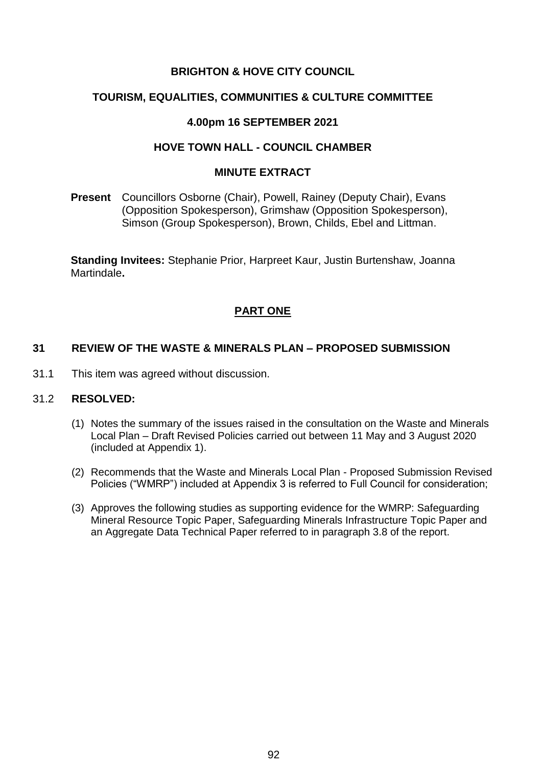**BRIGHTON & HOVE CITY COUNCIL**

**TOURISM, EQUALITIES, COMMUNITIES & CULTURE COMMITTEE**

**4.00pm 16 SEPTEMBER 2021**

**HOVE TOWN HALL - COUNCIL CHAMBER**

**MINUTE EXTRACT**

**Present** Councillors Osborne (Chair), Powell, Rainey (Deputy Chair), Evans (Opposition Spokesperson), Grimshaw (Opposition Spokesperson), Simson (Group Spokesperson), Brown, Childs, Ebel and Littman.

**Standing Invitees:** Stephanie Prior, Harpreet Kaur, Justin Burtenshaw, Joanna Martindale**.**

**PART ONE**

## 31 REVIEW OF THE WASTE & MINERALS PLAN – PROPOSED SUBMISSION

31.1 This item was agreed without discussion.

31.2 **RESOLVED:**

(1) Notes the summary of the issues raised in the consultation on the Waste and Minerals Local Plan – Draft Revised Policies carried out between 11 May and 3 August 2020 (included at Appendix 1).

(2) Recommends that the Waste and Minerals Local Plan - Proposed Submission Revised Policies ("WMRP") included at Appendix 3 is referred to Full Council for consideration;

(3) Approves the following studies as supporting evidence for the WMRP: Safeguarding Mineral Resource Topic Paper, Safeguarding Minerals Infrastructure Topic Paper and an Aggregate Data Technical Paper referred to in paragraph 3.8 of the report.